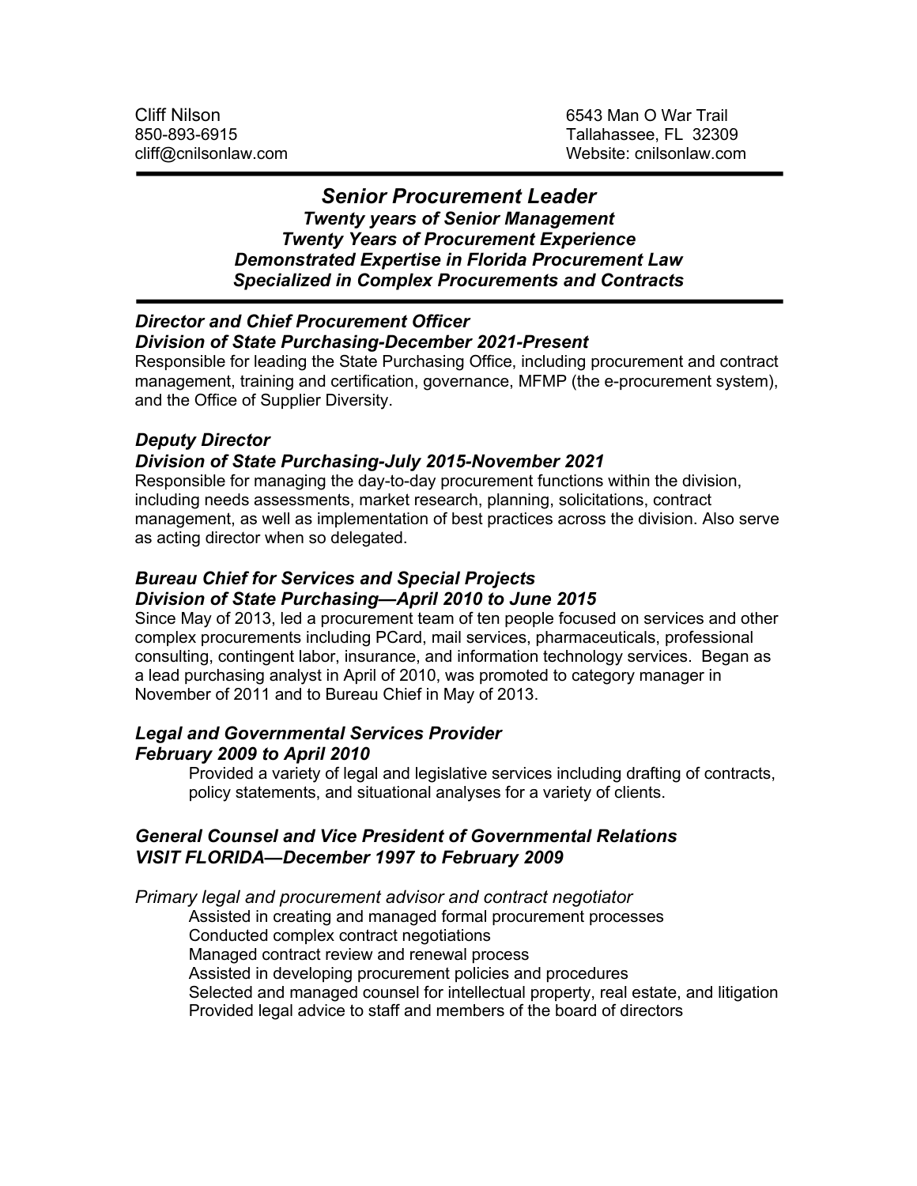Cliff Nilson
850-893-6915
cliff@cnilsonlaw.com

6543 Man O War Trail
Tallahassee, FL 32309
Website: cnilsonlaw.com

---

## *Senior Procurement Leader*

***Twenty years of Senior Management***
***Twenty Years of Procurement Experience***
***Demonstrated Expertise in Florida Procurement Law***
***Specialized in Complex Procurements and Contracts***

---

### *Director and Chief Procurement Officer*
### *Division of State Purchasing-December 2021-Present*

Responsible for leading the State Purchasing Office, including procurement and contract management, training and certification, governance, MFMP (the e-procurement system), and the Office of Supplier Diversity.

### *Deputy Director*
### *Division of State Purchasing-July 2015-November 2021*

Responsible for managing the day-to-day procurement functions within the division, including needs assessments, market research, planning, solicitations, contract management, as well as implementation of best practices across the division. Also serve as acting director when so delegated.

### *Bureau Chief for Services and Special Projects*
### *Division of State Purchasing—April 2010 to June 2015*

Since May of 2013, led a procurement team of ten people focused on services and other complex procurements including PCard, mail services, pharmaceuticals, professional consulting, contingent labor, insurance, and information technology services. Began as a lead purchasing analyst in April of 2010, was promoted to category manager in November of 2011 and to Bureau Chief in May of 2013.

### *Legal and Governmental Services Provider*
### *February 2009 to April 2010*

Provided a variety of legal and legislative services including drafting of contracts, policy statements, and situational analyses for a variety of clients.

### *General Counsel and Vice President of Governmental Relations*
### *VISIT FLORIDA—December 1997 to February 2009*

*Primary legal and procurement advisor and contract negotiator*

- Assisted in creating and managed formal procurement processes
- Conducted complex contract negotiations
- Managed contract review and renewal process
- Assisted in developing procurement policies and procedures
- Selected and managed counsel for intellectual property, real estate, and litigation
- Provided legal advice to staff and members of the board of directors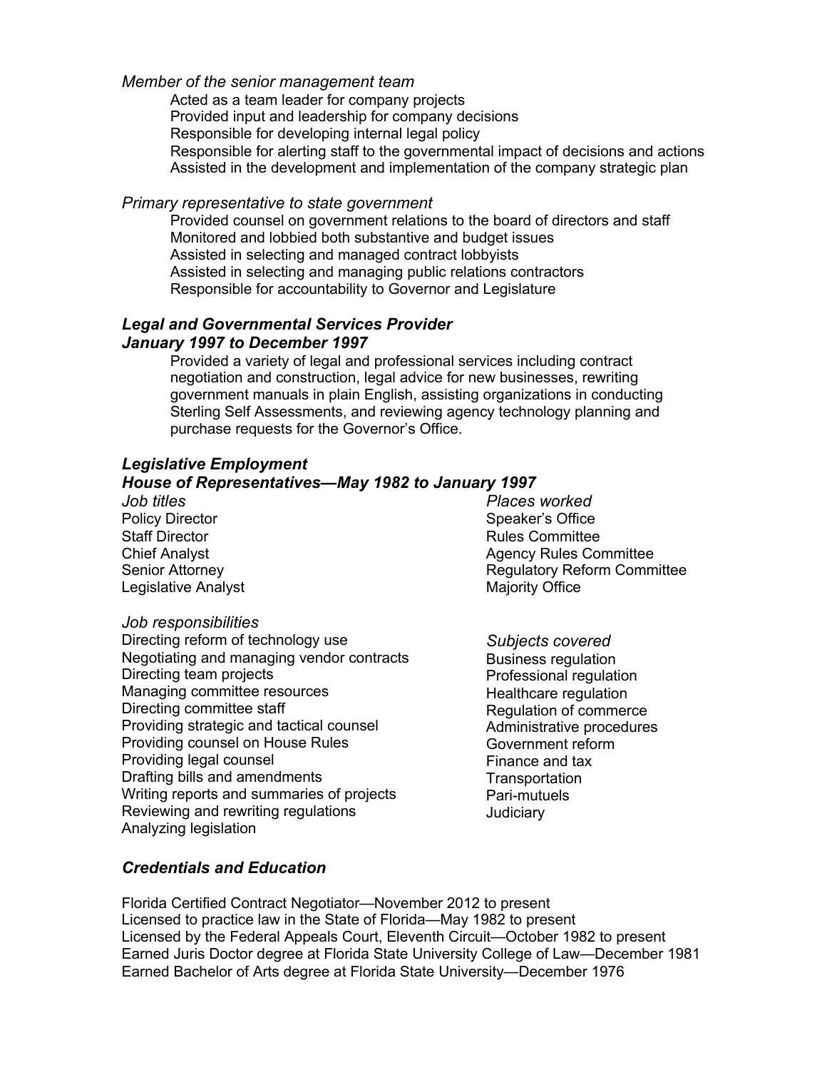*Member of the senior management team*

- Acted as a team leader for company projects
- Provided input and leadership for company decisions
- Responsible for developing internal legal policy
- Responsible for alerting staff to the governmental impact of decisions and actions
- Assisted in the development and implementation of the company strategic plan

*Primary representative to state government*

- Provided counsel on government relations to the board of directors and staff
- Monitored and lobbied both substantive and budget issues
- Assisted in selecting and managed contract lobbyists
- Assisted in selecting and managing public relations contractors
- Responsible for accountability to Governor and Legislature

### *Legal and Governmental Services Provider*
### *January 1997 to December 1997*

Provided a variety of legal and professional services including contract negotiation and construction, legal advice for new businesses, rewriting government manuals in plain English, assisting organizations in conducting Sterling Self Assessments, and reviewing agency technology planning and purchase requests for the Governor's Office.

### *Legislative Employment*
### *House of Representatives—May 1982 to January 1997*

*Job titles*

- Policy Director
- Staff Director
- Chief Analyst
- Senior Attorney
- Legislative Analyst

*Places worked*

- Speaker's Office
- Rules Committee
- Agency Rules Committee
- Regulatory Reform Committee
- Majority Office

*Job responsibilities*

- Directing reform of technology use
- Negotiating and managing vendor contracts
- Directing team projects
- Managing committee resources
- Directing committee staff
- Providing strategic and tactical counsel
- Providing counsel on House Rules
- Providing legal counsel
- Drafting bills and amendments
- Writing reports and summaries of projects
- Reviewing and rewriting regulations
- Analyzing legislation

*Subjects covered*

- Business regulation
- Professional regulation
- Healthcare regulation
- Regulation of commerce
- Administrative procedures
- Government reform
- Finance and tax
- Transportation
- Pari-mutuels
- Judiciary

## *Credentials and Education*

Florida Certified Contract Negotiator—November 2012 to present
Licensed to practice law in the State of Florida—May 1982 to present
Licensed by the Federal Appeals Court, Eleventh Circuit—October 1982 to present
Earned Juris Doctor degree at Florida State University College of Law—December 1981
Earned Bachelor of Arts degree at Florida State University—December 1976